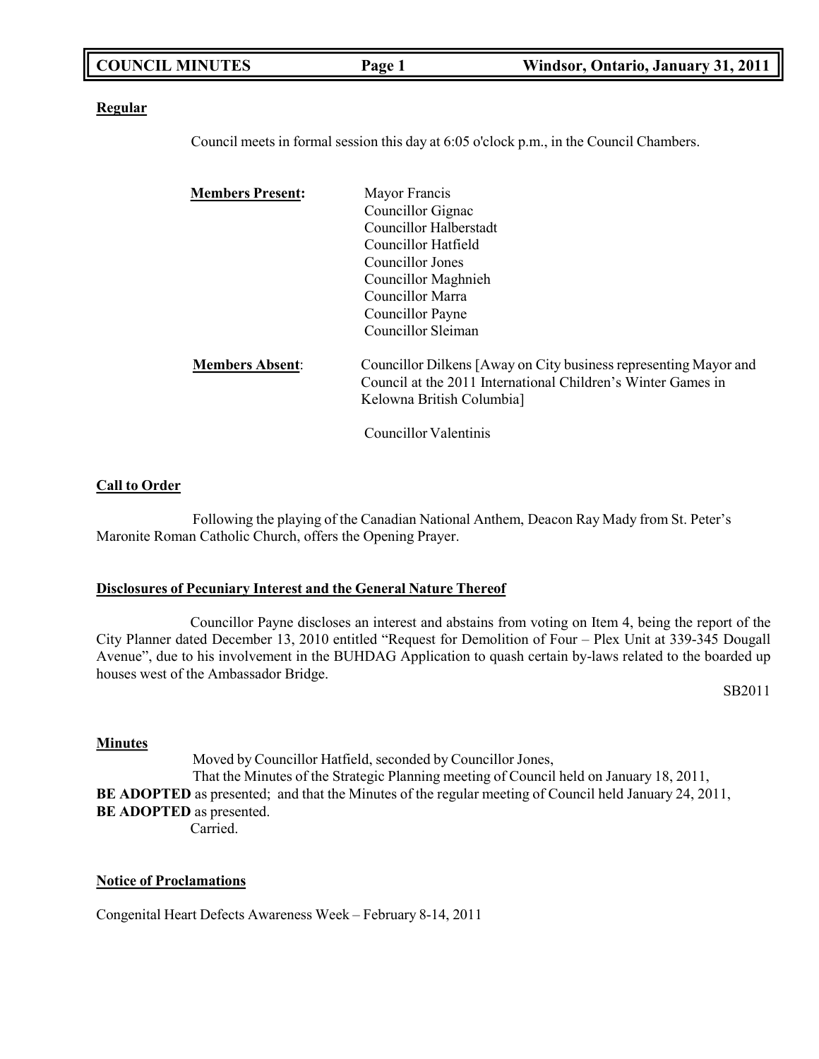**Regular**

Council meets in formal session this day at 6:05 o'clock p.m., in the Council Chambers.

**Members Present:**

- Mayor Francis
- Councillor Gignac
- Councillor Halberstadt
- Councillor Hatfield
- Councillor Jones
- Councillor Maghnieh
- Councillor Marra
- Councillor Payne
- Councillor Sleiman

**Members Absent:**

- Councillor Dilkens [Away on City business representing Mayor and Council at the 2011 International Children's Winter Games in Kelowna British Columbia]
- Councillor Valentinis

**Call to Order**

Following the playing of the Canadian National Anthem, Deacon Ray Mady from St. Peter's Maronite Roman Catholic Church, offers the Opening Prayer.

**Disclosures of Pecuniary Interest and the General Nature Thereof**

Councillor Payne discloses an interest and abstains from voting on Item 4, being the report of the City Planner dated December 13, 2010 entitled "Request for Demolition of Four – Plex Unit at 339-345 Dougall Avenue", due to his involvement in the BUHDAG Application to quash certain by-laws related to the boarded up houses west of the Ambassador Bridge.

SB2011

**Minutes**

Moved by Councillor Hatfield, seconded by Councillor Jones,
That the Minutes of the Strategic Planning meeting of Council held on January 18, 2011, **BE ADOPTED** as presented; and that the Minutes of the regular meeting of Council held January 24, 2011, **BE ADOPTED** as presented.
Carried.

**Notice of Proclamations**

Congenital Heart Defects Awareness Week – February 8-14, 2011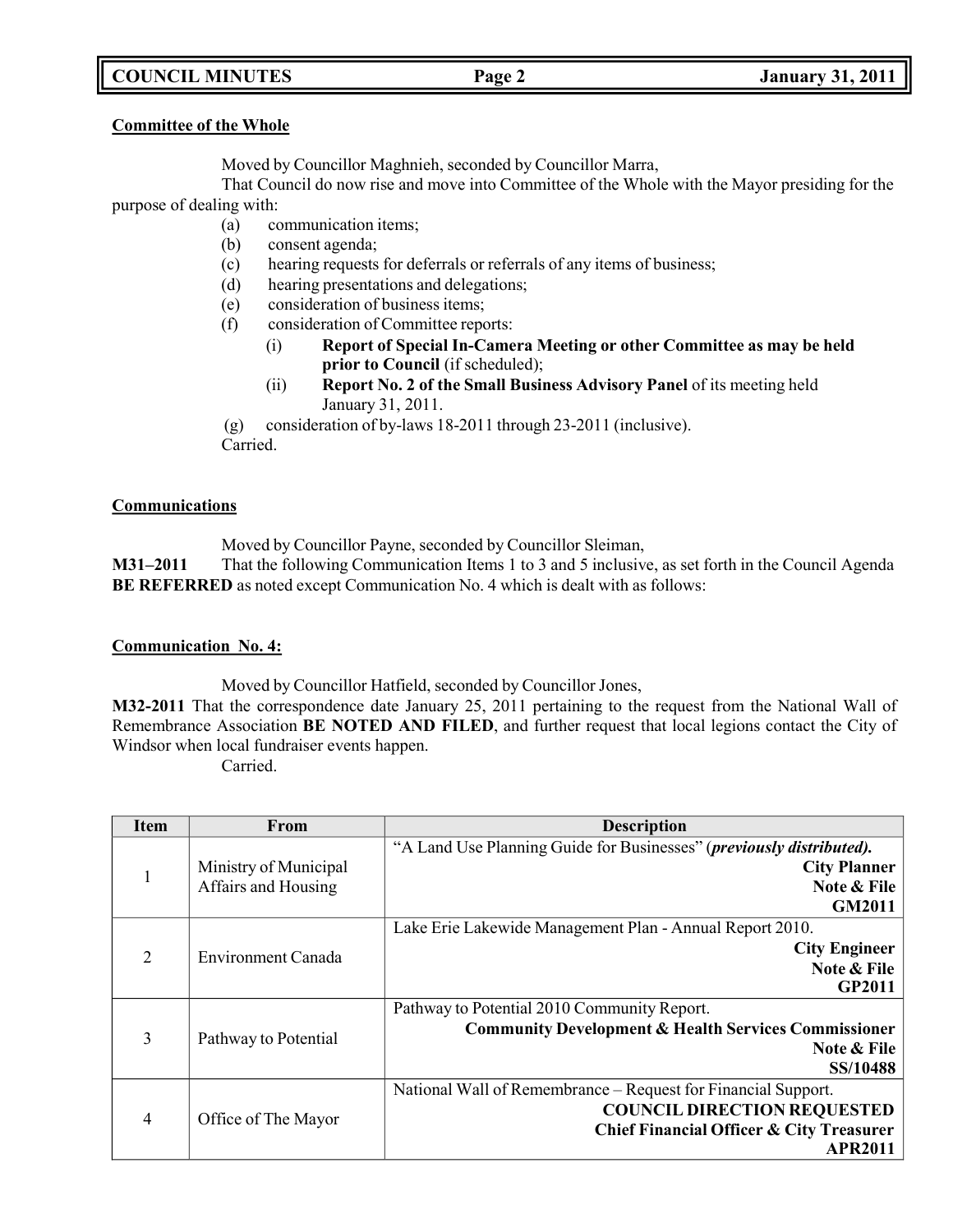**Committee of the Whole**

Moved by Councillor Maghnieh, seconded by Councillor Marra,

That Council do now rise and move into Committee of the Whole with the Mayor presiding for the purpose of dealing with:

- (a) communication items;
- (b) consent agenda;
- (c) hearing requests for deferrals or referrals of any items of business;
- (d) hearing presentations and delegations;
- (e) consideration of business items;
- (f) consideration of Committee reports:
  - (i) **Report of Special In-Camera Meeting or other Committee as may be held prior to Council** (if scheduled);
  - (ii) **Report No. 2 of the Small Business Advisory Panel** of its meeting held January 31, 2011.
- (g) consideration of by-laws 18-2011 through 23-2011 (inclusive).

Carried.

**Communications**

Moved by Councillor Payne, seconded by Councillor Sleiman,

**M31–2011** That the following Communication Items 1 to 3 and 5 inclusive, as set forth in the Council Agenda **BE REFERRED** as noted except Communication No. 4 which is dealt with as follows:

**Communication No. 4:**

Moved by Councillor Hatfield, seconded by Councillor Jones,

**M32-2011** That the correspondence date January 25, 2011 pertaining to the request from the National Wall of Remembrance Association **BE NOTED AND FILED**, and further request that local legions contact the City of Windsor when local fundraiser events happen.

Carried.

| Item | From | Description |
|---|---|---|
| 1 | Ministry of Municipal Affairs and Housing | "A Land Use Planning Guide for Businesses" (***previously distributed).*** **City Planner** **Note & File** **GM2011** |
| 2 | Environment Canada | Lake Erie Lakewide Management Plan - Annual Report 2010. **City Engineer** **Note & File** **GP2011** |
| 3 | Pathway to Potential | Pathway to Potential 2010 Community Report. **Community Development & Health Services Commissioner** **Note & File** **SS/10488** |
| 4 | Office of The Mayor | National Wall of Remembrance – Request for Financial Support. **COUNCIL DIRECTION REQUESTED** **Chief Financial Officer & City Treasurer** **APR2011** |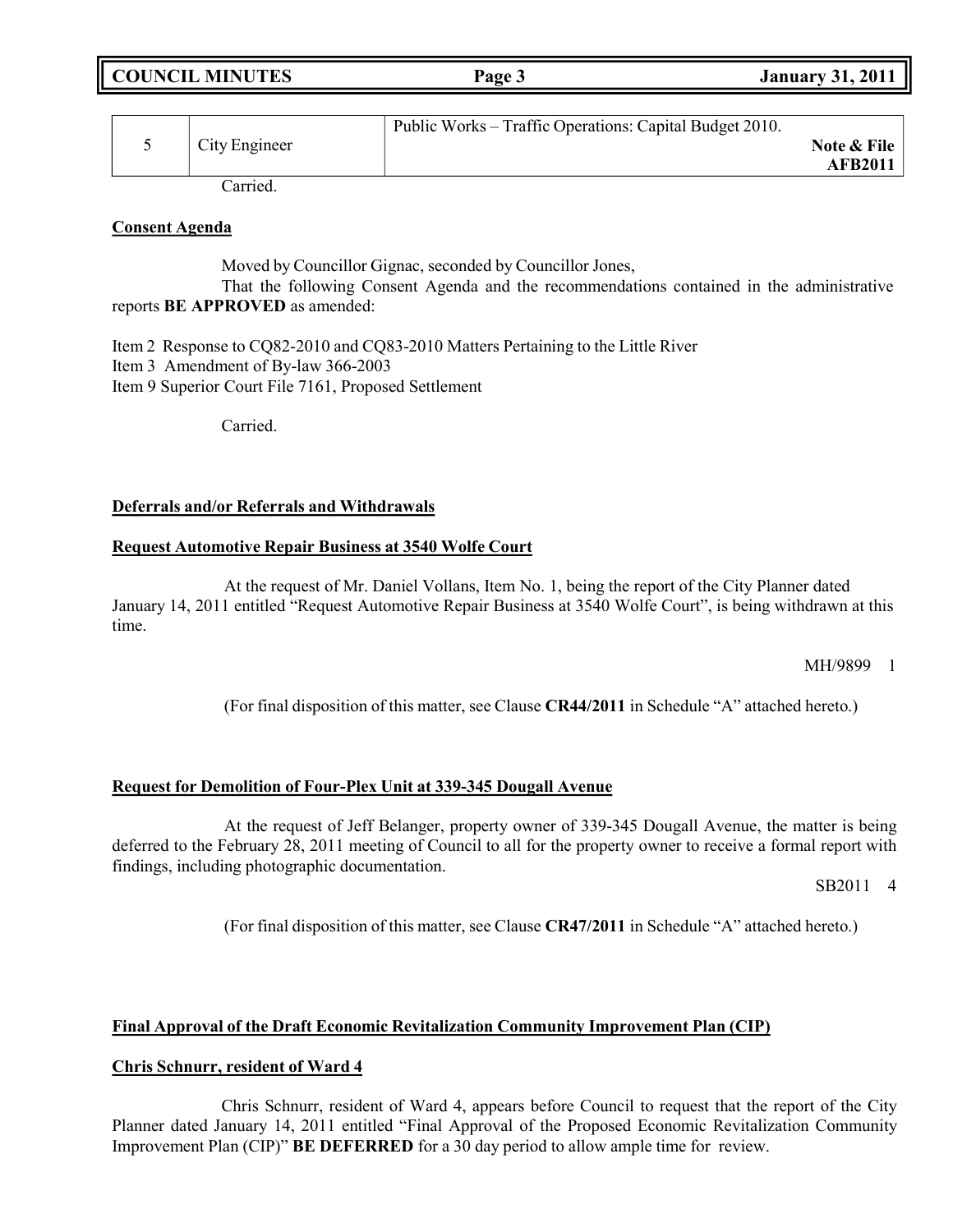| 5 | City Engineer | Public Works – Traffic Operations: Capital Budget 2010. **Note & File AFB2011** |
|---|---|---|

Carried.

**Consent Agenda**

Moved by Councillor Gignac, seconded by Councillor Jones,
That the following Consent Agenda and the recommendations contained in the administrative reports **BE APPROVED** as amended:

Item 2 Response to CQ82-2010 and CQ83-2010 Matters Pertaining to the Little River
Item 3 Amendment of By-law 366-2003
Item 9 Superior Court File 7161, Proposed Settlement

Carried.

**Deferrals and/or Referrals and Withdrawals**

**Request Automotive Repair Business at 3540 Wolfe Court**

At the request of Mr. Daniel Vollans, Item No. 1, being the report of the City Planner dated January 14, 2011 entitled "Request Automotive Repair Business at 3540 Wolfe Court", is being withdrawn at this time.

MH/9899 1

(For final disposition of this matter, see Clause **CR44/2011** in Schedule "A" attached hereto.)

**Request for Demolition of Four-Plex Unit at 339-345 Dougall Avenue**

At the request of Jeff Belanger, property owner of 339-345 Dougall Avenue, the matter is being deferred to the February 28, 2011 meeting of Council to all for the property owner to receive a formal report with findings, including photographic documentation.

SB2011 4

(For final disposition of this matter, see Clause **CR47/2011** in Schedule "A" attached hereto.)

**Final Approval of the Draft Economic Revitalization Community Improvement Plan (CIP)**

**Chris Schnurr, resident of Ward 4**

Chris Schnurr, resident of Ward 4, appears before Council to request that the report of the City Planner dated January 14, 2011 entitled "Final Approval of the Proposed Economic Revitalization Community Improvement Plan (CIP)" **BE DEFERRED** for a 30 day period to allow ample time for review.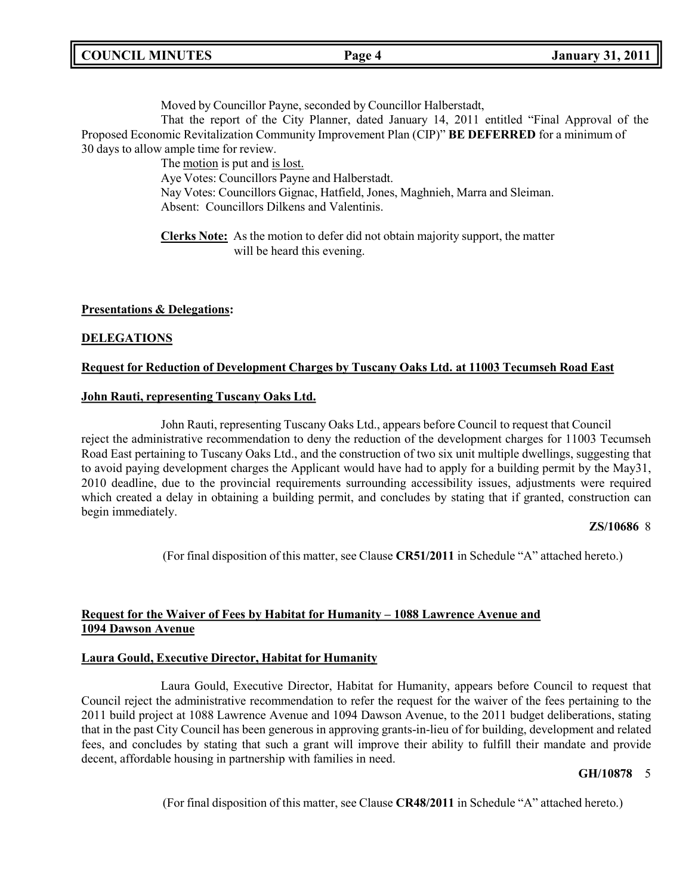Moved by Councillor Payne, seconded by Councillor Halberstadt,

That the report of the City Planner, dated January 14, 2011 entitled "Final Approval of the Proposed Economic Revitalization Community Improvement Plan (CIP)" **BE DEFERRED** for a minimum of 30 days to allow ample time for review.

The motion is put and is lost.

Aye Votes: Councillors Payne and Halberstadt.

Nay Votes: Councillors Gignac, Hatfield, Jones, Maghnieh, Marra and Sleiman.

Absent: Councillors Dilkens and Valentinis.

**Clerks Note:** As the motion to defer did not obtain majority support, the matter will be heard this evening.

**Presentations & Delegations:**

**DELEGATIONS**

**Request for Reduction of Development Charges by Tuscany Oaks Ltd. at 11003 Tecumseh Road East**

**John Rauti, representing Tuscany Oaks Ltd.**

John Rauti, representing Tuscany Oaks Ltd., appears before Council to request that Council reject the administrative recommendation to deny the reduction of the development charges for 11003 Tecumseh Road East pertaining to Tuscany Oaks Ltd., and the construction of two six unit multiple dwellings, suggesting that to avoid paying development charges the Applicant would have had to apply for a building permit by the May31, 2010 deadline, due to the provincial requirements surrounding accessibility issues, adjustments were required which created a delay in obtaining a building permit, and concludes by stating that if granted, construction can begin immediately.

**ZS/10686** 8

(For final disposition of this matter, see Clause **CR51/2011** in Schedule "A" attached hereto.)

**Request for the Waiver of Fees by Habitat for Humanity – 1088 Lawrence Avenue and 1094 Dawson Avenue**

**Laura Gould, Executive Director, Habitat for Humanity**

Laura Gould, Executive Director, Habitat for Humanity, appears before Council to request that Council reject the administrative recommendation to refer the request for the waiver of the fees pertaining to the 2011 build project at 1088 Lawrence Avenue and 1094 Dawson Avenue, to the 2011 budget deliberations, stating that in the past City Council has been generous in approving grants-in-lieu of for building, development and related fees, and concludes by stating that such a grant will improve their ability to fulfill their mandate and provide decent, affordable housing in partnership with families in need.

**GH/10878** 5

(For final disposition of this matter, see Clause **CR48/2011** in Schedule "A" attached hereto.)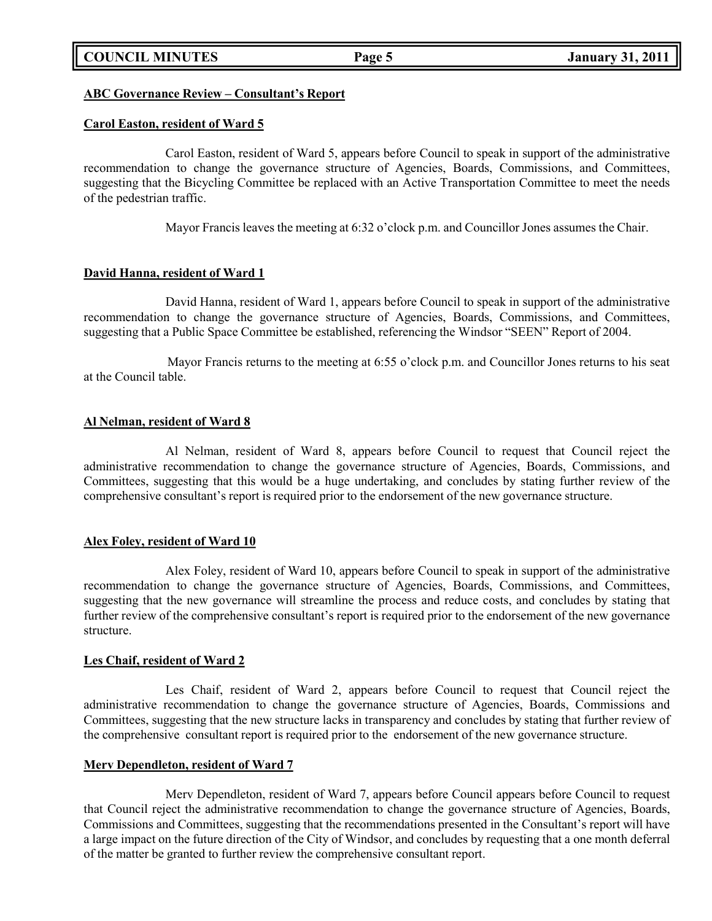**ABC Governance Review – Consultant's Report**

**Carol Easton, resident of Ward 5**

Carol Easton, resident of Ward 5, appears before Council to speak in support of the administrative recommendation to change the governance structure of Agencies, Boards, Commissions, and Committees, suggesting that the Bicycling Committee be replaced with an Active Transportation Committee to meet the needs of the pedestrian traffic.

Mayor Francis leaves the meeting at 6:32 o'clock p.m. and Councillor Jones assumes the Chair.

**David Hanna, resident of Ward 1**

David Hanna, resident of Ward 1, appears before Council to speak in support of the administrative recommendation to change the governance structure of Agencies, Boards, Commissions, and Committees, suggesting that a Public Space Committee be established, referencing the Windsor "SEEN" Report of 2004.

Mayor Francis returns to the meeting at 6:55 o'clock p.m. and Councillor Jones returns to his seat at the Council table.

**Al Nelman, resident of Ward 8**

Al Nelman, resident of Ward 8, appears before Council to request that Council reject the administrative recommendation to change the governance structure of Agencies, Boards, Commissions, and Committees, suggesting that this would be a huge undertaking, and concludes by stating further review of the comprehensive consultant's report is required prior to the endorsement of the new governance structure.

**Alex Foley, resident of Ward 10**

Alex Foley, resident of Ward 10, appears before Council to speak in support of the administrative recommendation to change the governance structure of Agencies, Boards, Commissions, and Committees, suggesting that the new governance will streamline the process and reduce costs, and concludes by stating that further review of the comprehensive consultant's report is required prior to the endorsement of the new governance structure.

**Les Chaif, resident of Ward 2**

Les Chaif, resident of Ward 2, appears before Council to request that Council reject the administrative recommendation to change the governance structure of Agencies, Boards, Commissions and Committees, suggesting that the new structure lacks in transparency and concludes by stating that further review of the comprehensive consultant report is required prior to the endorsement of the new governance structure.

**Merv Dependleton, resident of Ward 7**

Merv Dependleton, resident of Ward 7, appears before Council appears before Council to request that Council reject the administrative recommendation to change the governance structure of Agencies, Boards, Commissions and Committees, suggesting that the recommendations presented in the Consultant's report will have a large impact on the future direction of the City of Windsor, and concludes by requesting that a one month deferral of the matter be granted to further review the comprehensive consultant report.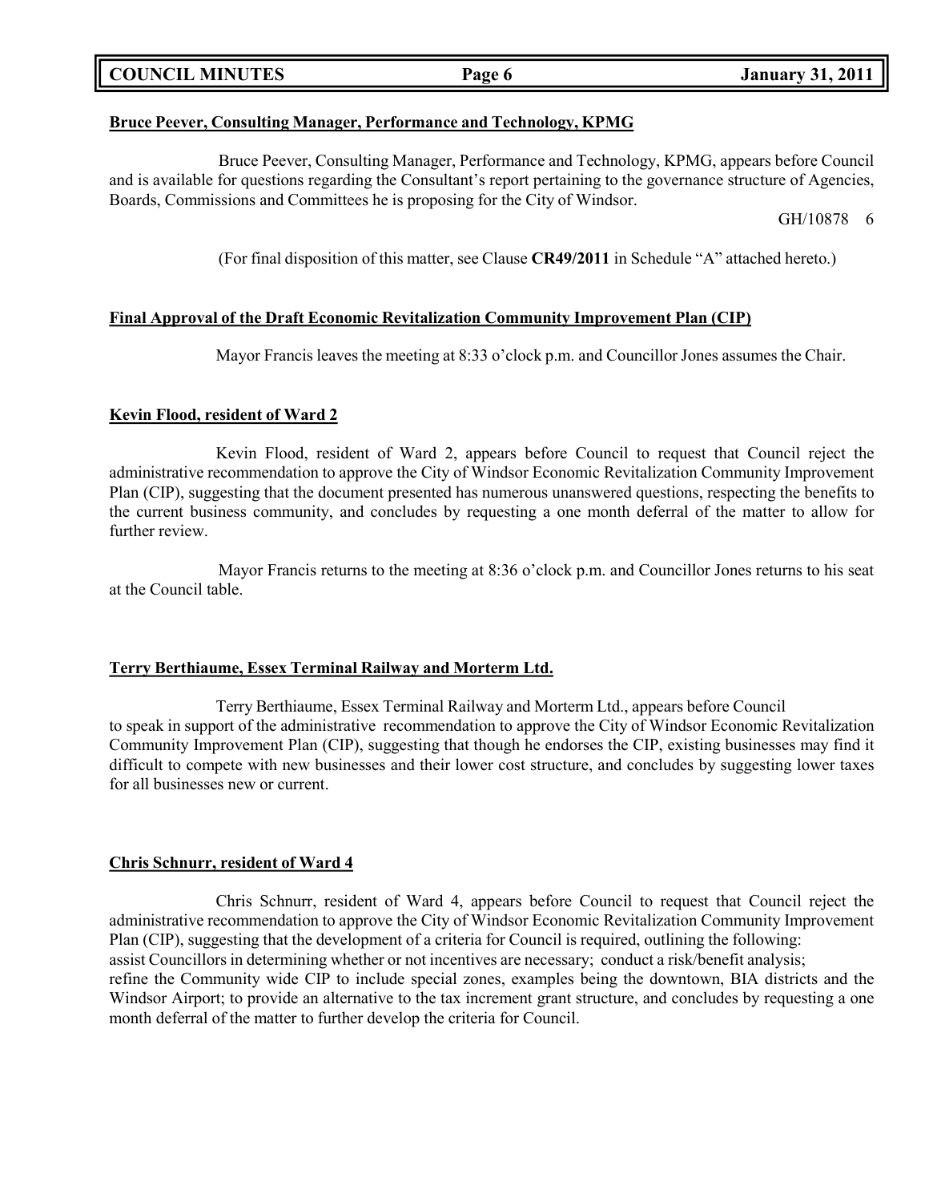### **Bruce Peever, Consulting Manager, Performance and Technology, KPMG**

Bruce Peever, Consulting Manager, Performance and Technology, KPMG, appears before Council and is available for questions regarding the Consultant's report pertaining to the governance structure of Agencies, Boards, Commissions and Committees he is proposing for the City of Windsor.

GH/10878 6

(For final disposition of this matter, see Clause **CR49/2011** in Schedule "A" attached hereto.)

### **Final Approval of the Draft Economic Revitalization Community Improvement Plan (CIP)**

Mayor Francis leaves the meeting at 8:33 o'clock p.m. and Councillor Jones assumes the Chair.

### **Kevin Flood, resident of Ward 2**

Kevin Flood, resident of Ward 2, appears before Council to request that Council reject the administrative recommendation to approve the City of Windsor Economic Revitalization Community Improvement Plan (CIP), suggesting that the document presented has numerous unanswered questions, respecting the benefits to the current business community, and concludes by requesting a one month deferral of the matter to allow for further review.

Mayor Francis returns to the meeting at 8:36 o'clock p.m. and Councillor Jones returns to his seat at the Council table.

### **Terry Berthiaume, Essex Terminal Railway and Morterm Ltd.**

Terry Berthiaume, Essex Terminal Railway and Morterm Ltd., appears before Council to speak in support of the administrative recommendation to approve the City of Windsor Economic Revitalization Community Improvement Plan (CIP), suggesting that though he endorses the CIP, existing businesses may find it difficult to compete with new businesses and their lower cost structure, and concludes by suggesting lower taxes for all businesses new or current.

### **Chris Schnurr, resident of Ward 4**

Chris Schnurr, resident of Ward 4, appears before Council to request that Council reject the administrative recommendation to approve the City of Windsor Economic Revitalization Community Improvement Plan (CIP), suggesting that the development of a criteria for Council is required, outlining the following:
assist Councillors in determining whether or not incentives are necessary; conduct a risk/benefit analysis;
refine the Community wide CIP to include special zones, examples being the downtown, BIA districts and the Windsor Airport; to provide an alternative to the tax increment grant structure, and concludes by requesting a one month deferral of the matter to further develop the criteria for Council.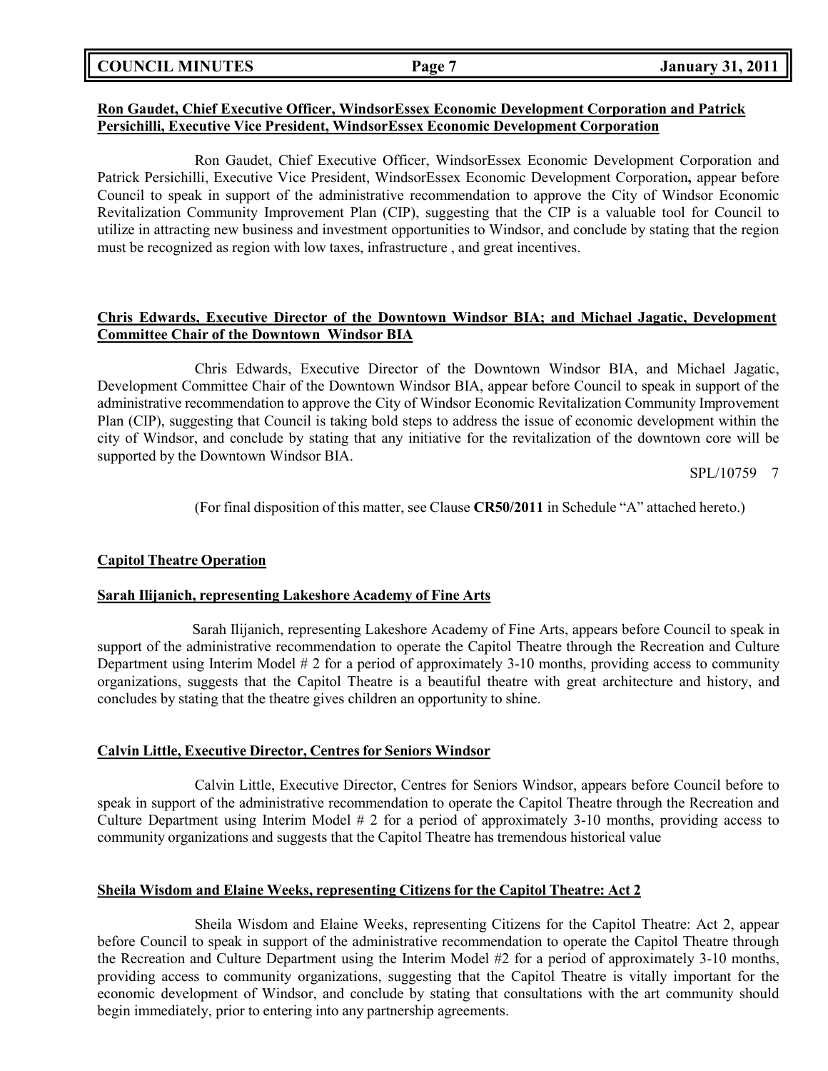**Ron Gaudet, Chief Executive Officer, WindsorEssex Economic Development Corporation and Patrick Persichilli, Executive Vice President, WindsorEssex Economic Development Corporation**

Ron Gaudet, Chief Executive Officer, WindsorEssex Economic Development Corporation and Patrick Persichilli, Executive Vice President, WindsorEssex Economic Development Corporation**,** appear before Council to speak in support of the administrative recommendation to approve the City of Windsor Economic Revitalization Community Improvement Plan (CIP), suggesting that the CIP is a valuable tool for Council to utilize in attracting new business and investment opportunities to Windsor, and conclude by stating that the region must be recognized as region with low taxes, infrastructure , and great incentives.

**Chris Edwards, Executive Director of the Downtown Windsor BIA; and Michael Jagatic, Development Committee Chair of the Downtown Windsor BIA**

Chris Edwards, Executive Director of the Downtown Windsor BIA, and Michael Jagatic, Development Committee Chair of the Downtown Windsor BIA, appear before Council to speak in support of the administrative recommendation to approve the City of Windsor Economic Revitalization Community Improvement Plan (CIP), suggesting that Council is taking bold steps to address the issue of economic development within the city of Windsor, and conclude by stating that any initiative for the revitalization of the downtown core will be supported by the Downtown Windsor BIA.

SPL/10759 7

(For final disposition of this matter, see Clause **CR50/2011** in Schedule "A" attached hereto.)

**Capitol Theatre Operation**

**Sarah Ilijanich, representing Lakeshore Academy of Fine Arts**

Sarah Ilijanich, representing Lakeshore Academy of Fine Arts, appears before Council to speak in support of the administrative recommendation to operate the Capitol Theatre through the Recreation and Culture Department using Interim Model # 2 for a period of approximately 3-10 months, providing access to community organizations, suggests that the Capitol Theatre is a beautiful theatre with great architecture and history, and concludes by stating that the theatre gives children an opportunity to shine.

**Calvin Little, Executive Director, Centres for Seniors Windsor**

Calvin Little, Executive Director, Centres for Seniors Windsor, appears before Council before to speak in support of the administrative recommendation to operate the Capitol Theatre through the Recreation and Culture Department using Interim Model # 2 for a period of approximately 3-10 months, providing access to community organizations and suggests that the Capitol Theatre has tremendous historical value

**Sheila Wisdom and Elaine Weeks, representing Citizens for the Capitol Theatre: Act 2**

Sheila Wisdom and Elaine Weeks, representing Citizens for the Capitol Theatre: Act 2, appear before Council to speak in support of the administrative recommendation to operate the Capitol Theatre through the Recreation and Culture Department using the Interim Model #2 for a period of approximately 3-10 months, providing access to community organizations, suggesting that the Capitol Theatre is vitally important for the economic development of Windsor, and conclude by stating that consultations with the art community should begin immediately, prior to entering into any partnership agreements.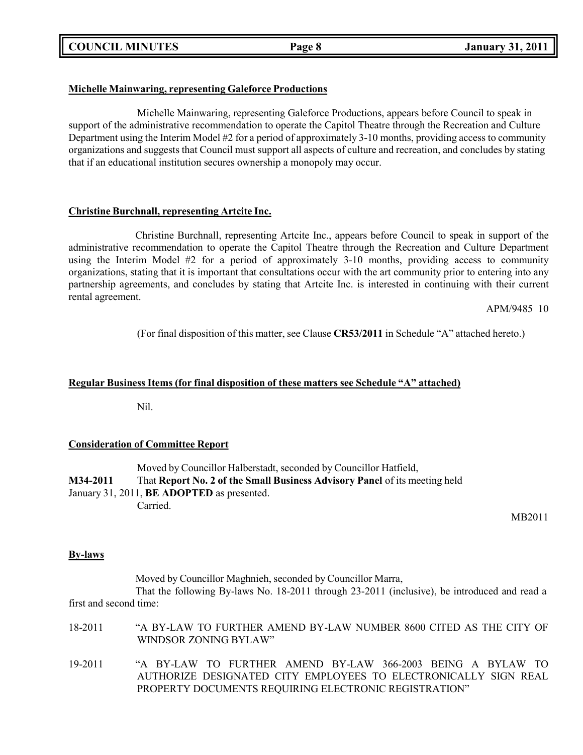**Michelle Mainwaring, representing Galeforce Productions**

Michelle Mainwaring, representing Galeforce Productions, appears before Council to speak in support of the administrative recommendation to operate the Capitol Theatre through the Recreation and Culture Department using the Interim Model #2 for a period of approximately 3-10 months, providing access to community organizations and suggests that Council must support all aspects of culture and recreation, and concludes by stating that if an educational institution secures ownership a monopoly may occur.

**Christine Burchnall, representing Artcite Inc.**

Christine Burchnall, representing Artcite Inc., appears before Council to speak in support of the administrative recommendation to operate the Capitol Theatre through the Recreation and Culture Department using the Interim Model #2 for a period of approximately 3-10 months, providing access to community organizations, stating that it is important that consultations occur with the art community prior to entering into any partnership agreements, and concludes by stating that Artcite Inc. is interested in continuing with their current rental agreement.

APM/9485 10

(For final disposition of this matter, see Clause **CR53/2011** in Schedule "A" attached hereto.)

**Regular Business Items (for final disposition of these matters see Schedule "A" attached)**

Nil.

**Consideration of Committee Report**

Moved by Councillor Halberstadt, seconded by Councillor Hatfield,

**M34-2011** That **Report No. 2 of the Small Business Advisory Panel** of its meeting held January 31, 2011, **BE ADOPTED** as presented.

Carried.

MB2011

**By-laws**

Moved by Councillor Maghnieh, seconded by Councillor Marra,

That the following By-laws No. 18-2011 through 23-2011 (inclusive), be introduced and read a first and second time:

18-2011 "A BY-LAW TO FURTHER AMEND BY-LAW NUMBER 8600 CITED AS THE CITY OF WINDSOR ZONING BYLAW"

19-2011 "A BY-LAW TO FURTHER AMEND BY-LAW 366-2003 BEING A BYLAW TO AUTHORIZE DESIGNATED CITY EMPLOYEES TO ELECTRONICALLY SIGN REAL PROPERTY DOCUMENTS REQUIRING ELECTRONIC REGISTRATION"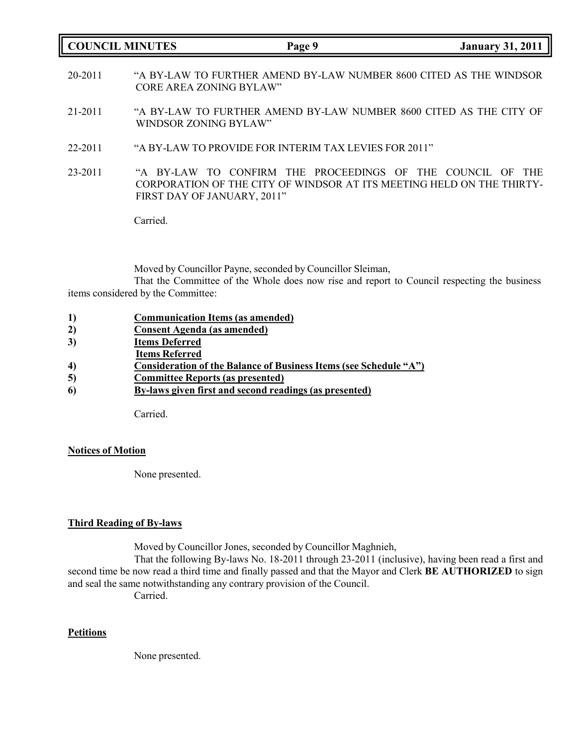20-2011 "A BY-LAW TO FURTHER AMEND BY-LAW NUMBER 8600 CITED AS THE WINDSOR CORE AREA ZONING BYLAW"

21-2011 "A BY-LAW TO FURTHER AMEND BY-LAW NUMBER 8600 CITED AS THE CITY OF WINDSOR ZONING BYLAW"

22-2011 "A BY-LAW TO PROVIDE FOR INTERIM TAX LEVIES FOR 2011"

23-2011 "A BY-LAW TO CONFIRM THE PROCEEDINGS OF THE COUNCIL OF THE CORPORATION OF THE CITY OF WINDSOR AT ITS MEETING HELD ON THE THIRTY-FIRST DAY OF JANUARY, 2011"

Carried.

Moved by Councillor Payne, seconded by Councillor Sleiman,

That the Committee of the Whole does now rise and report to Council respecting the business items considered by the Committee:

1) **Communication Items (as amended)**
2) **Consent Agenda (as amended)**
3) **Items Deferred**
   **Items Referred**
4) **Consideration of the Balance of Business Items (see Schedule "A")**
5) **Committee Reports (as presented)**
6) **By-laws given first and second readings (as presented)**

Carried.

**Notices of Motion**

None presented.

**Third Reading of By-laws**

Moved by Councillor Jones, seconded by Councillor Maghnieh,

That the following By-laws No. 18-2011 through 23-2011 (inclusive), having been read a first and second time be now read a third time and finally passed and that the Mayor and Clerk **BE AUTHORIZED** to sign and seal the same notwithstanding any contrary provision of the Council.

Carried.

**Petitions**

None presented.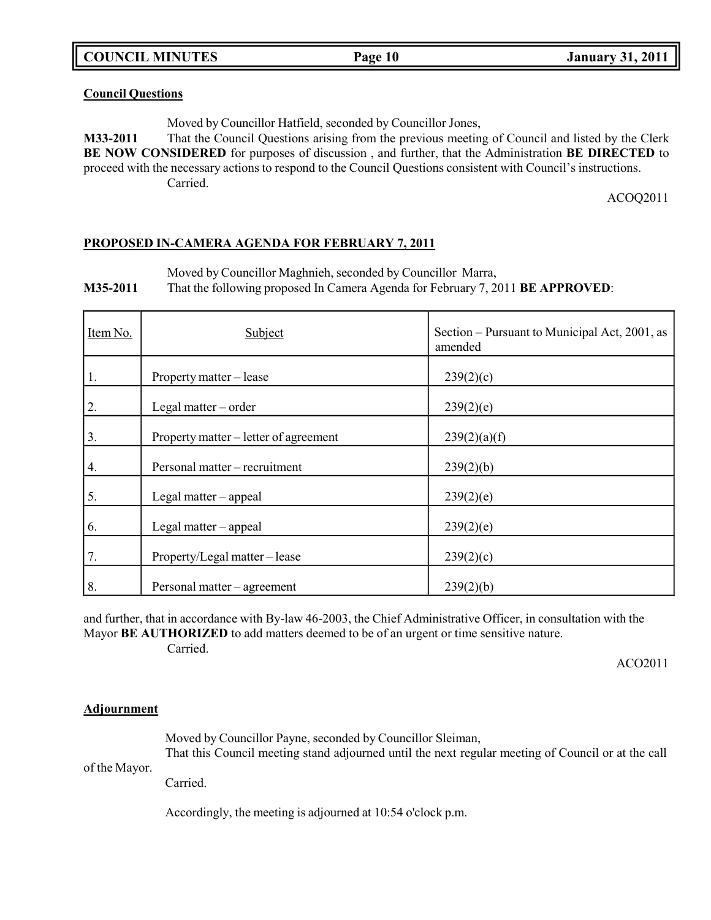**Council Questions**

Moved by Councillor Hatfield, seconded by Councillor Jones,

**M33-2011** That the Council Questions arising from the previous meeting of Council and listed by the Clerk **BE NOW CONSIDERED** for purposes of discussion , and further, that the Administration **BE DIRECTED** to proceed with the necessary actions to respond to the Council Questions consistent with Council's instructions.

Carried.

ACOQ2011

**PROPOSED IN-CAMERA AGENDA FOR FEBRUARY 7, 2011**

Moved by Councillor Maghnieh, seconded by Councillor Marra,

**M35-2011** That the following proposed In Camera Agenda for February 7, 2011 **BE APPROVED**:

| Item No. | Subject | Section – Pursuant to Municipal Act, 2001, as amended |
|---|---|---|
| 1. | Property matter – lease | 239(2)(c) |
| 2. | Legal matter – order | 239(2)(e) |
| 3. | Property matter – letter of agreement | 239(2)(a)(f) |
| 4. | Personal matter – recruitment | 239(2)(b) |
| 5. | Legal matter – appeal | 239(2)(e) |
| 6. | Legal matter – appeal | 239(2)(e) |
| 7. | Property/Legal matter – lease | 239(2)(c) |
| 8. | Personal matter – agreement | 239(2)(b) |

and further, that in accordance with By-law 46-2003, the Chief Administrative Officer, in consultation with the Mayor **BE AUTHORIZED** to add matters deemed to be of an urgent or time sensitive nature.

Carried.

ACO2011

**Adjournment**

Moved by Councillor Payne, seconded by Councillor Sleiman,

That this Council meeting stand adjourned until the next regular meeting of Council or at the call of the Mayor.

Carried.

Accordingly, the meeting is adjourned at 10:54 o'clock p.m.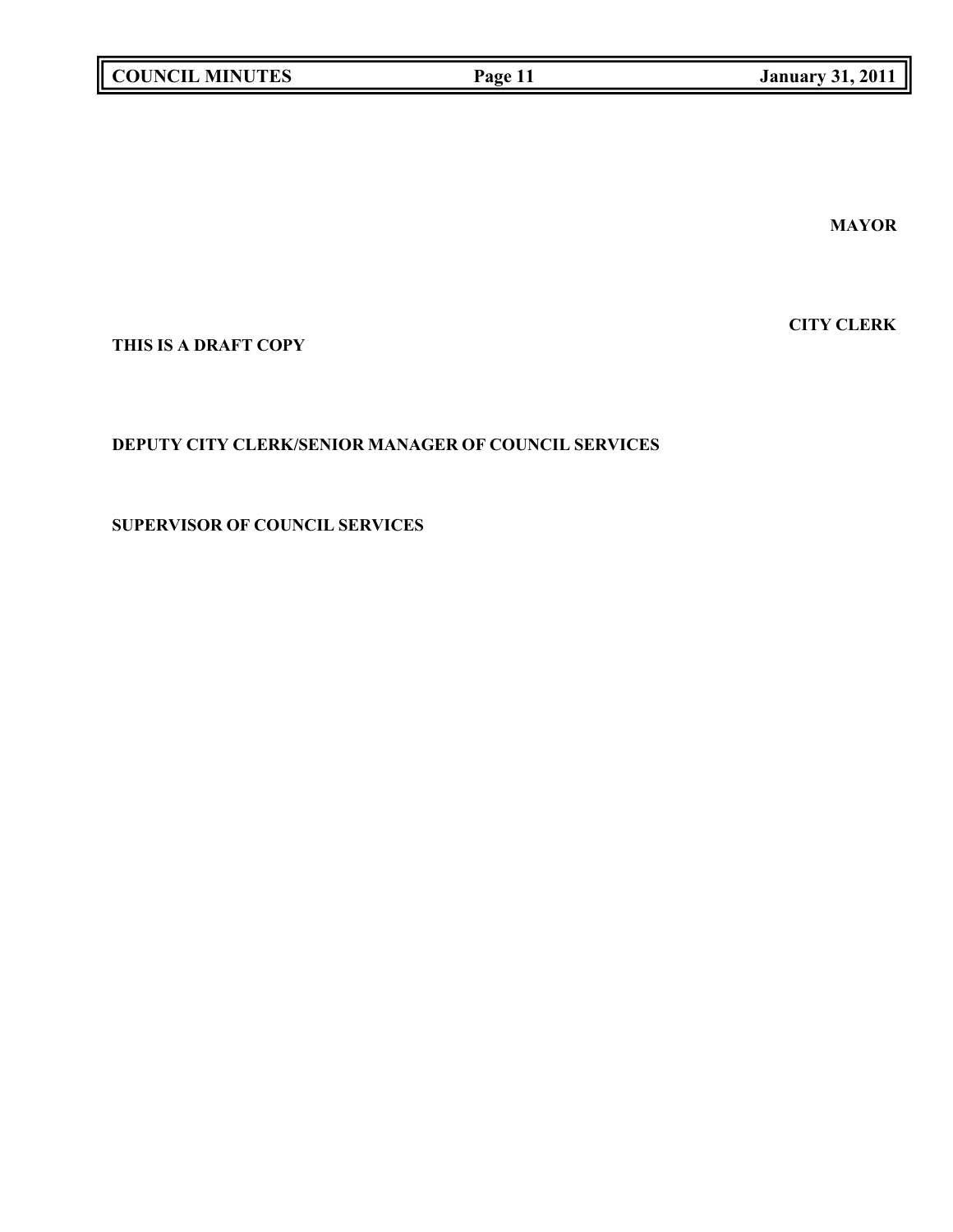**MAYOR**

**CITY CLERK**

**THIS IS A DRAFT COPY**

**DEPUTY CITY CLERK/SENIOR MANAGER OF COUNCIL SERVICES**

**SUPERVISOR OF COUNCIL SERVICES**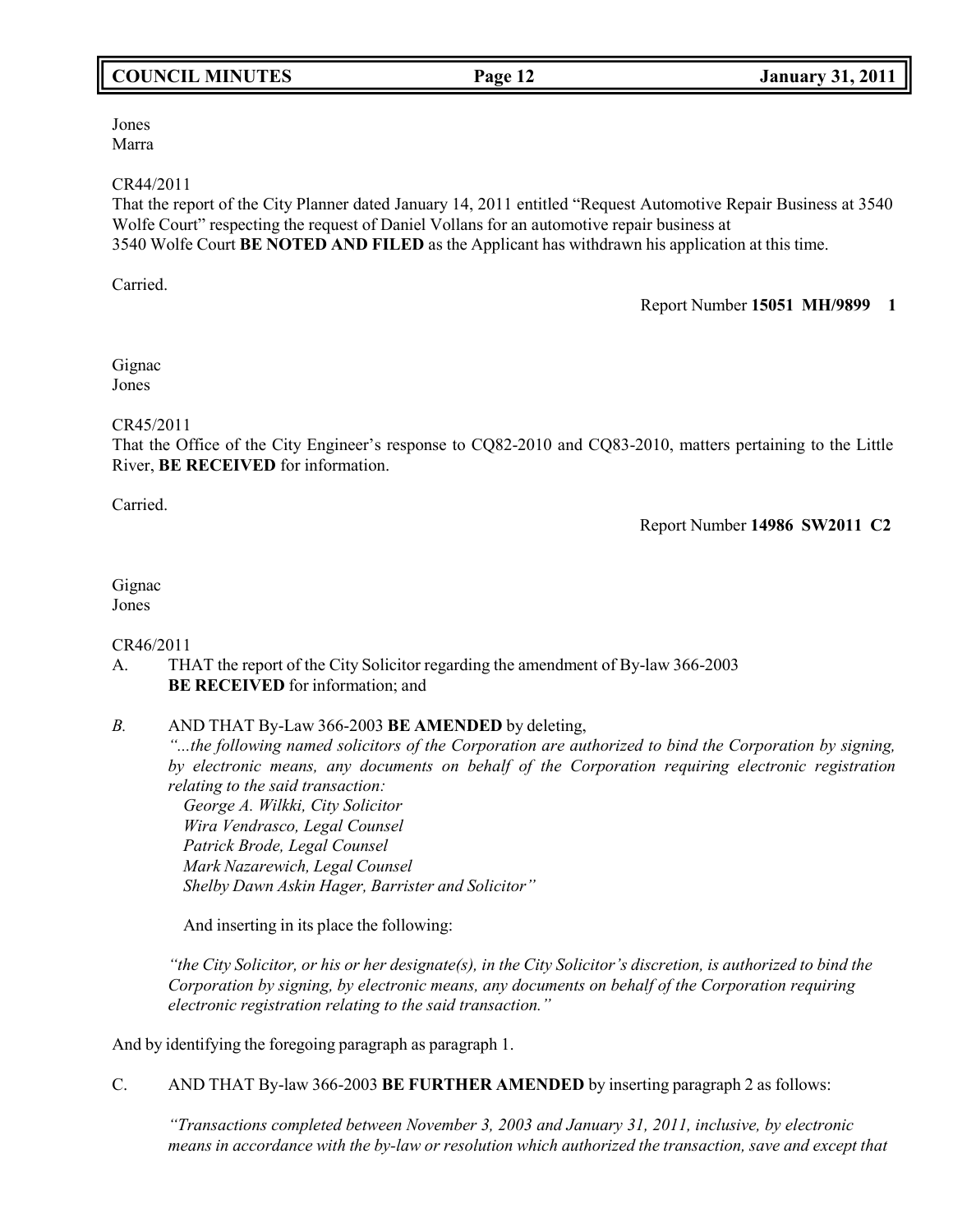Jones
Marra

CR44/2011
That the report of the City Planner dated January 14, 2011 entitled "Request Automotive Repair Business at 3540 Wolfe Court" respecting the request of Daniel Vollans for an automotive repair business at 3540 Wolfe Court **BE NOTED AND FILED** as the Applicant has withdrawn his application at this time.

Carried.

Report Number **15051 MH/9899 1**

Gignac
Jones

CR45/2011
That the Office of the City Engineer's response to CQ82-2010 and CQ83-2010, matters pertaining to the Little River, **BE RECEIVED** for information.

Carried.

Report Number **14986 SW2011 C2**

Gignac
Jones

CR46/2011

A. THAT the report of the City Solicitor regarding the amendment of By-law 366-2003 **BE RECEIVED** for information; and

*B.* AND THAT By-Law 366-2003 **BE AMENDED** by deleting,
*"...the following named solicitors of the Corporation are authorized to bind the Corporation by signing, by electronic means, any documents on behalf of the Corporation requiring electronic registration relating to the said transaction:*
*George A. Wilkki, City Solicitor*
*Wira Vendrasco, Legal Counsel*
*Patrick Brode, Legal Counsel*
*Mark Nazarewich, Legal Counsel*
*Shelby Dawn Askin Hager, Barrister and Solicitor"*

And inserting in its place the following:

*"the City Solicitor, or his or her designate(s), in the City Solicitor's discretion, is authorized to bind the Corporation by signing, by electronic means, any documents on behalf of the Corporation requiring electronic registration relating to the said transaction."*

And by identifying the foregoing paragraph as paragraph 1.

C. AND THAT By-law 366-2003 **BE FURTHER AMENDED** by inserting paragraph 2 as follows:

*"Transactions completed between November 3, 2003 and January 31, 2011, inclusive, by electronic means in accordance with the by-law or resolution which authorized the transaction, save and except that*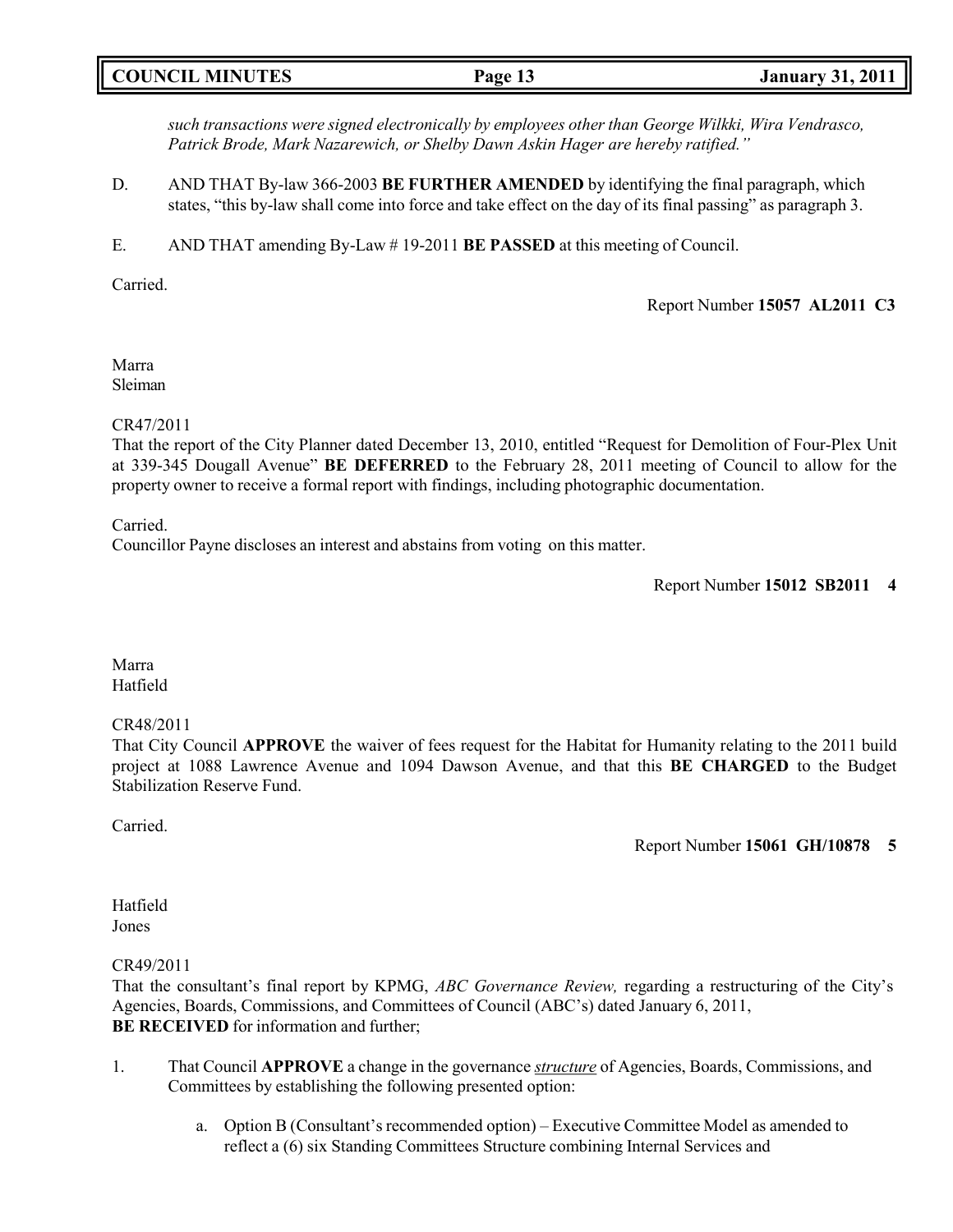*such transactions were signed electronically by employees other than George Wilkki, Wira Vendrasco, Patrick Brode, Mark Nazarewich, or Shelby Dawn Askin Hager are hereby ratified."*

D. AND THAT By-law 366-2003 **BE FURTHER AMENDED** by identifying the final paragraph, which states, "this by-law shall come into force and take effect on the day of its final passing" as paragraph 3.

E. AND THAT amending By-Law # 19-2011 **BE PASSED** at this meeting of Council.

Carried.

Report Number **15057 AL2011 C3**

Marra
Sleiman

CR47/2011
That the report of the City Planner dated December 13, 2010, entitled "Request for Demolition of Four-Plex Unit at 339-345 Dougall Avenue" **BE DEFERRED** to the February 28, 2011 meeting of Council to allow for the property owner to receive a formal report with findings, including photographic documentation.

Carried.
Councillor Payne discloses an interest and abstains from voting on this matter.

Report Number **15012 SB2011 4**

Marra
Hatfield

CR48/2011
That City Council **APPROVE** the waiver of fees request for the Habitat for Humanity relating to the 2011 build project at 1088 Lawrence Avenue and 1094 Dawson Avenue, and that this **BE CHARGED** to the Budget Stabilization Reserve Fund.

Carried.

Report Number **15061 GH/10878 5**

Hatfield
Jones

CR49/2011
That the consultant's final report by KPMG, *ABC Governance Review,* regarding a restructuring of the City's Agencies, Boards, Commissions, and Committees of Council (ABC's) dated January 6, 2011,
**BE RECEIVED** for information and further;

1. That Council **APPROVE** a change in the governance ***structure*** of Agencies, Boards, Commissions, and Committees by establishing the following presented option:

   a. Option B (Consultant's recommended option) – Executive Committee Model as amended to reflect a (6) six Standing Committees Structure combining Internal Services and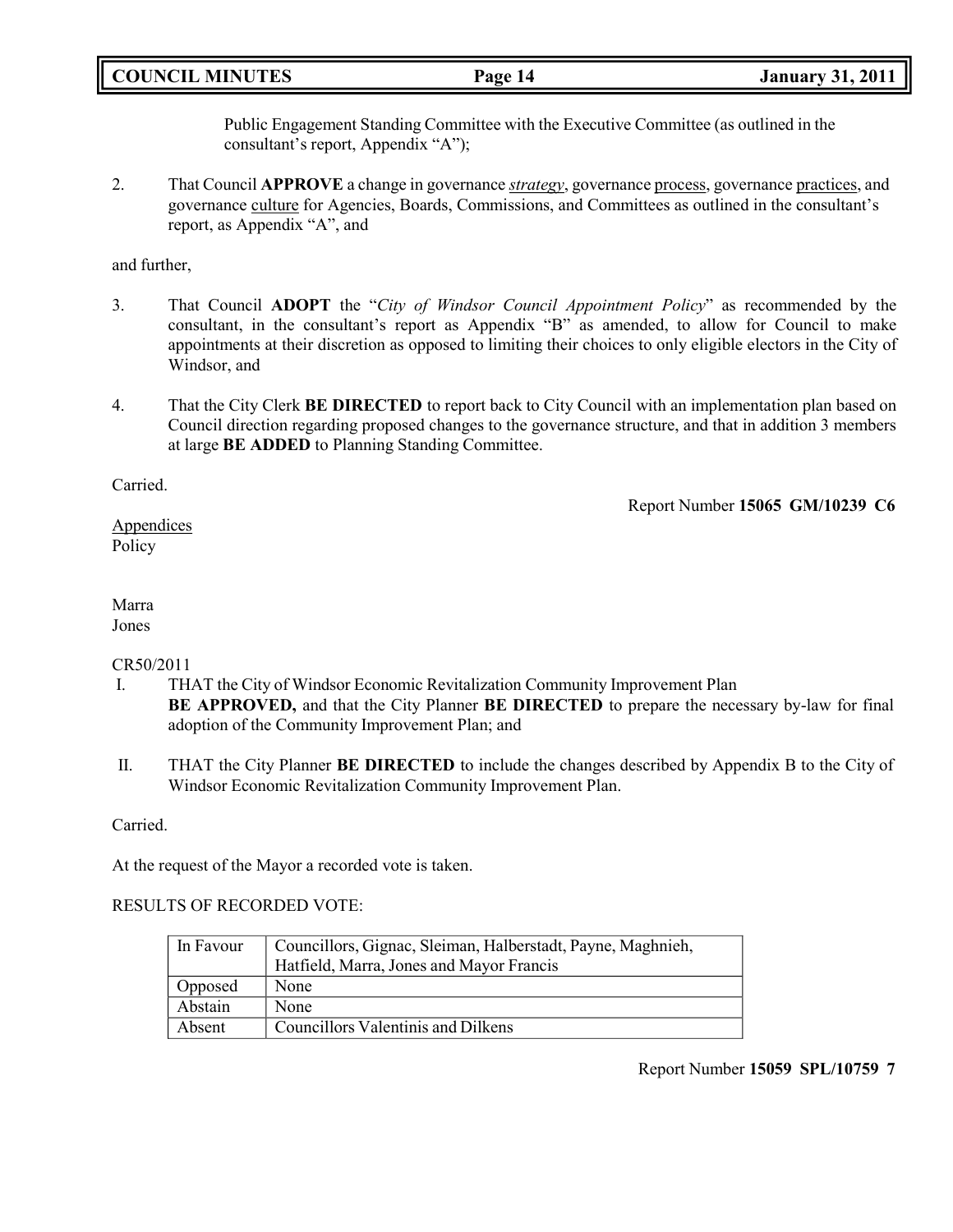Public Engagement Standing Committee with the Executive Committee (as outlined in the consultant's report, Appendix "A");

2. That Council **APPROVE** a change in governance ***strategy***, governance process, governance practices, and governance culture for Agencies, Boards, Commissions, and Committees as outlined in the consultant's report, as Appendix "A", and

and further,

3. That Council **ADOPT** the "*City of Windsor Council Appointment Policy*" as recommended by the consultant, in the consultant's report as Appendix "B" as amended, to allow for Council to make appointments at their discretion as opposed to limiting their choices to only eligible electors in the City of Windsor, and

4. That the City Clerk **BE DIRECTED** to report back to City Council with an implementation plan based on Council direction regarding proposed changes to the governance structure, and that in addition 3 members at large **BE ADDED** to Planning Standing Committee.

Carried.

Report Number **15065 GM/10239 C6**

Appendices
Policy

Marra
Jones

CR50/2011

I. THAT the City of Windsor Economic Revitalization Community Improvement Plan **BE APPROVED,** and that the City Planner **BE DIRECTED** to prepare the necessary by-law for final adoption of the Community Improvement Plan; and

II. THAT the City Planner **BE DIRECTED** to include the changes described by Appendix B to the City of Windsor Economic Revitalization Community Improvement Plan.

Carried.

At the request of the Mayor a recorded vote is taken.

RESULTS OF RECORDED VOTE:

| | |
|---|---|
| In Favour | Councillors, Gignac, Sleiman, Halberstadt, Payne, Maghnieh, Hatfield, Marra, Jones and Mayor Francis |
| Opposed | None |
| Abstain | None |
| Absent | Councillors Valentinis and Dilkens |

Report Number **15059 SPL/10759 7**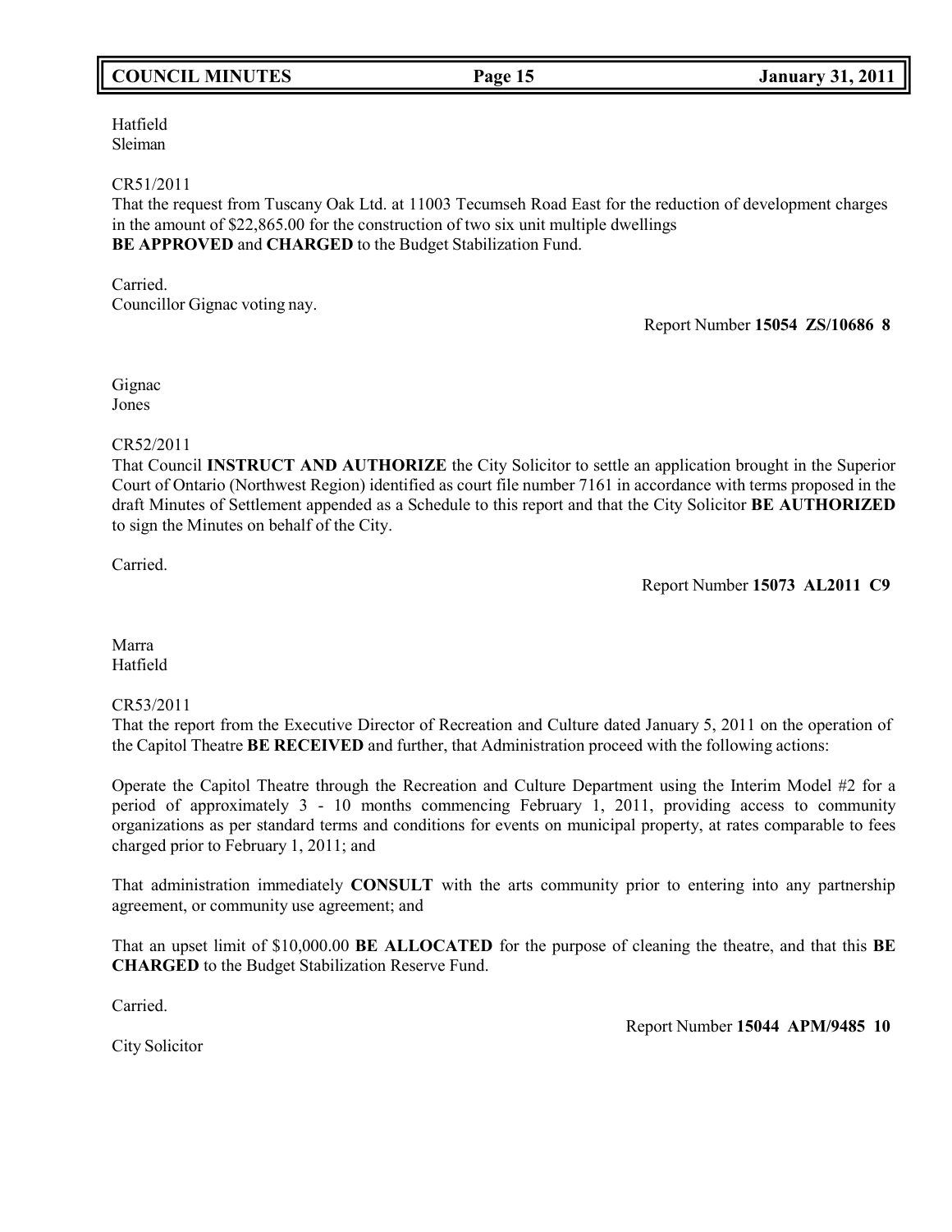Hatfield
Sleiman

CR51/2011
That the request from Tuscany Oak Ltd. at 11003 Tecumseh Road East for the reduction of development charges in the amount of $22,865.00 for the construction of two six unit multiple dwellings
**BE APPROVED** and **CHARGED** to the Budget Stabilization Fund.

Carried.
Councillor Gignac voting nay.

Report Number **15054 ZS/10686 8**

Gignac
Jones

CR52/2011
That Council **INSTRUCT AND AUTHORIZE** the City Solicitor to settle an application brought in the Superior Court of Ontario (Northwest Region) identified as court file number 7161 in accordance with terms proposed in the draft Minutes of Settlement appended as a Schedule to this report and that the City Solicitor **BE AUTHORIZED** to sign the Minutes on behalf of the City.

Carried.

Report Number **15073 AL2011 C9**

Marra
Hatfield

CR53/2011
That the report from the Executive Director of Recreation and Culture dated January 5, 2011 on the operation of the Capitol Theatre **BE RECEIVED** and further, that Administration proceed with the following actions:

Operate the Capitol Theatre through the Recreation and Culture Department using the Interim Model #2 for a period of approximately 3 - 10 months commencing February 1, 2011, providing access to community organizations as per standard terms and conditions for events on municipal property, at rates comparable to fees charged prior to February 1, 2011; and

That administration immediately **CONSULT** with the arts community prior to entering into any partnership agreement, or community use agreement; and

That an upset limit of $10,000.00 **BE ALLOCATED** for the purpose of cleaning the theatre, and that this **BE CHARGED** to the Budget Stabilization Reserve Fund.

Carried.

Report Number **15044 APM/9485 10**

City Solicitor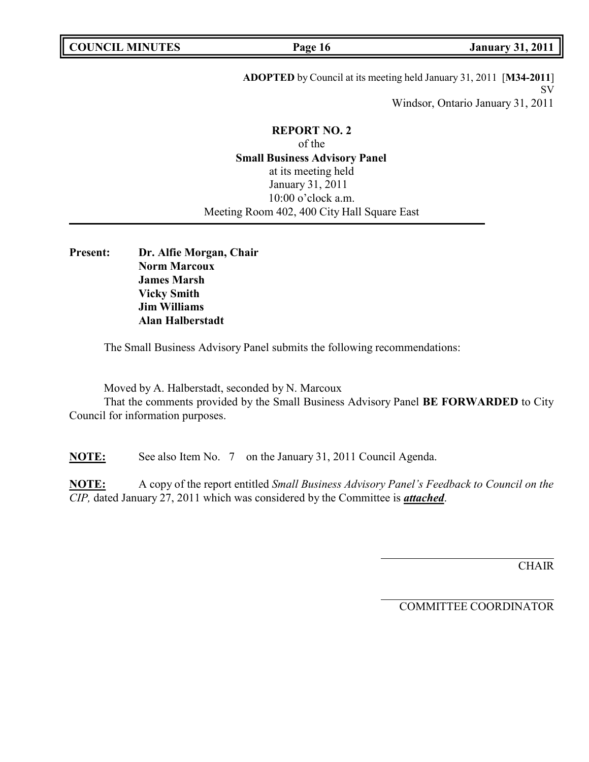**ADOPTED** by Council at its meeting held January 31, 2011 [**M34-2011**]
SV
Windsor, Ontario January 31, 2011

**REPORT NO. 2**
of the
**Small Business Advisory Panel**
at its meeting held
January 31, 2011
10:00 o'clock a.m.
Meeting Room 402, 400 City Hall Square East

**Present:** **Dr. Alfie Morgan, Chair**
**Norm Marcoux**
**James Marsh**
**Vicky Smith**
**Jim Williams**
**Alan Halberstadt**

The Small Business Advisory Panel submits the following recommendations:

Moved by A. Halberstadt, seconded by N. Marcoux
That the comments provided by the Small Business Advisory Panel **BE FORWARDED** to City Council for information purposes.

**NOTE:** See also Item No. 7 on the January 31, 2011 Council Agenda.

**NOTE:** A copy of the report entitled *Small Business Advisory Panel's Feedback to Council on the CIP,* dated January 27, 2011 which was considered by the Committee is ***attached***.

CHAIR

COMMITTEE COORDINATOR